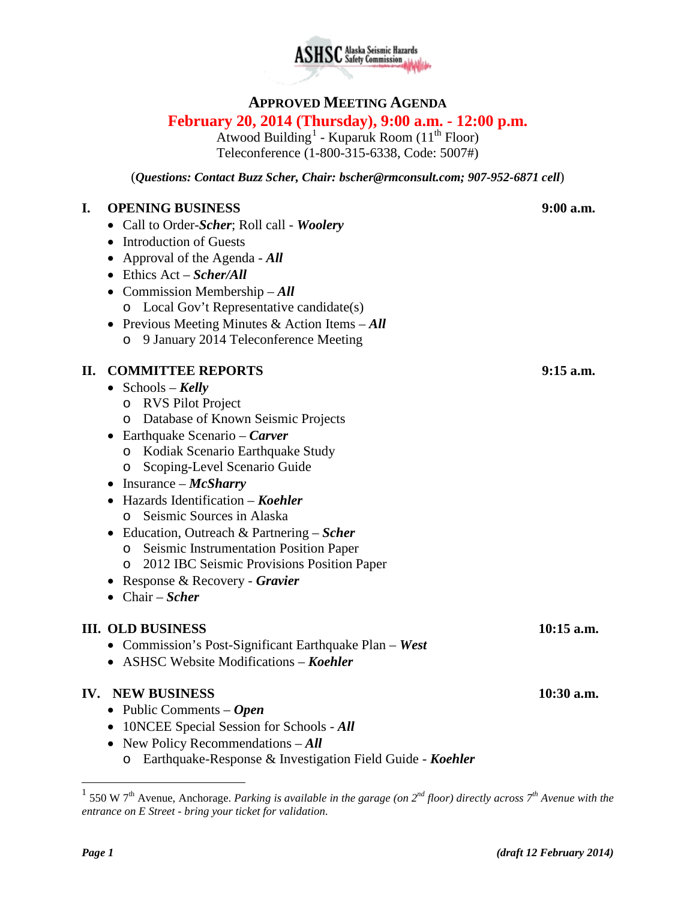ASHSC Alaska Seismic Hazards Safety Commission

# APPROVED MEETING AGENDA

**February 20, 2014 (Thursday), 9:00 a.m. - 12:00 p.m.**

Atwood Building[1] - Kuparuk Room (11th Floor)
Teleconference (1-800-315-6338, Code: 5007#)

(*Questions: Contact Buzz Scher, Chair: bscher@rmconsult.com; 907-952-6871 cell*)

## I. OPENING BUSINESS — 9:00 a.m.

- Call to Order-***Scher***; Roll call - ***Woolery***
- Introduction of Guests
- Approval of the Agenda - ***All***
- Ethics Act – ***Scher/All***
- Commission Membership – ***All***
  - Local Gov't Representative candidate(s)
- Previous Meeting Minutes & Action Items – ***All***
  - 9 January 2014 Teleconference Meeting

## II. COMMITTEE REPORTS — 9:15 a.m.

- Schools – ***Kelly***
  - RVS Pilot Project
  - Database of Known Seismic Projects
- Earthquake Scenario – ***Carver***
  - Kodiak Scenario Earthquake Study
  - Scoping-Level Scenario Guide
- Insurance – ***McSharry***
- Hazards Identification – ***Koehler***
  - Seismic Sources in Alaska
- Education, Outreach & Partnering – ***Scher***
  - Seismic Instrumentation Position Paper
  - 2012 IBC Seismic Provisions Position Paper
- Response & Recovery - ***Gravier***
- Chair – ***Scher***

## III. OLD BUSINESS — 10:15 a.m.

- Commission's Post-Significant Earthquake Plan – ***West***
- ASHSC Website Modifications – ***Koehler***

## IV. NEW BUSINESS — 10:30 a.m.

- Public Comments – ***Open***
- 10NCEE Special Session for Schools - ***All***
- New Policy Recommendations – ***All***
  - Earthquake-Response & Investigation Field Guide - ***Koehler***

---

[1] 550 W 7th Avenue, Anchorage. *Parking is available in the garage (on 2nd floor) directly across 7th Avenue with the entrance on E Street - bring your ticket for validation.*

***(draft 12 February 2014)***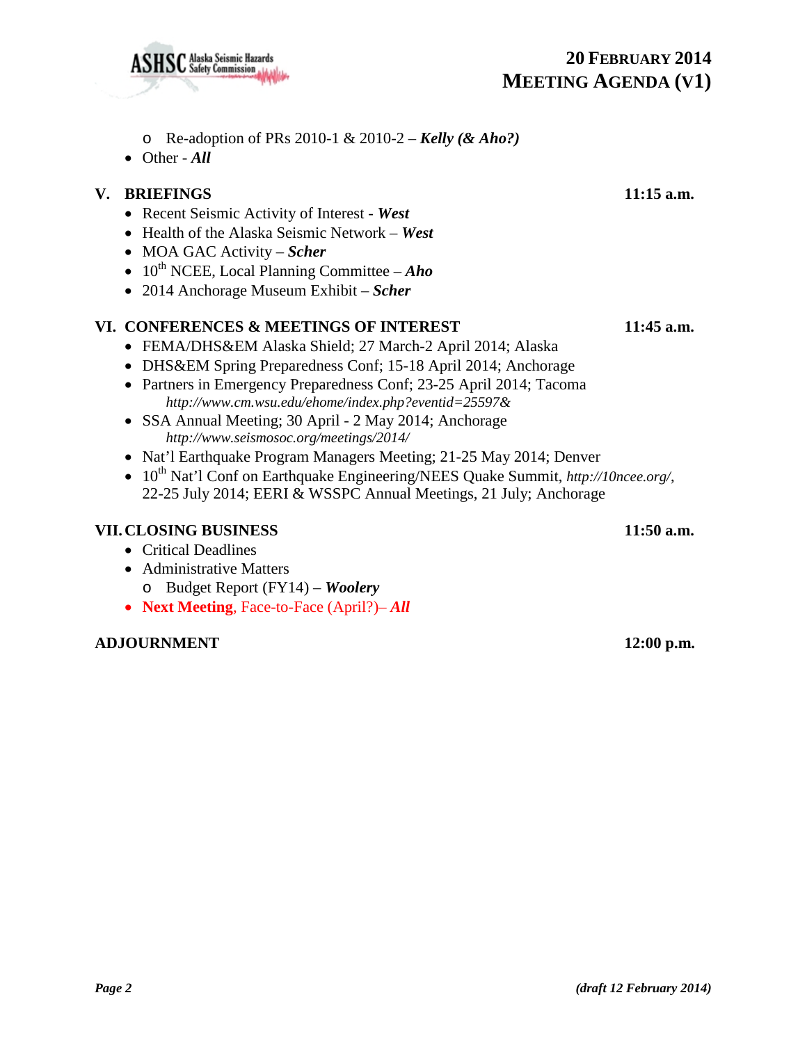- Re-adoption of PRs 2010-1 & 2010-2 – ***Kelly (& Aho?)***
- Other - ***All***

## V. BRIEFINGS **11:15 a.m.**

- Recent Seismic Activity of Interest - ***West***
- Health of the Alaska Seismic Network – ***West***
- MOA GAC Activity – ***Scher***
- 10th NCEE, Local Planning Committee – ***Aho***
- 2014 Anchorage Museum Exhibit – ***Scher***

## VI. CONFERENCES & MEETINGS OF INTEREST **11:45 a.m.**

- FEMA/DHS&EM Alaska Shield; 27 March-2 April 2014; Alaska
- DHS&EM Spring Preparedness Conf; 15-18 April 2014; Anchorage
- Partners in Emergency Preparedness Conf; 23-25 April 2014; Tacoma
  *http://www.cm.wsu.edu/ehome/index.php?eventid=25597&*
- SSA Annual Meeting; 30 April - 2 May 2014; Anchorage
  *http://www.seismosoc.org/meetings/2014/*
- Nat'l Earthquake Program Managers Meeting; 21-25 May 2014; Denver
- 10th Nat'l Conf on Earthquake Engineering/NEES Quake Summit, *http://10ncee.org/*, 22-25 July 2014; EERI & WSSPC Annual Meetings, 21 July; Anchorage

## VII. CLOSING BUSINESS **11:50 a.m.**

- Critical Deadlines
- Administrative Matters
  - Budget Report (FY14) – ***Woolery***
- **Next Meeting**, Face-to-Face (April?)– ***All***

## ADJOURNMENT **12:00 p.m.**

***(draft 12 February 2014)***